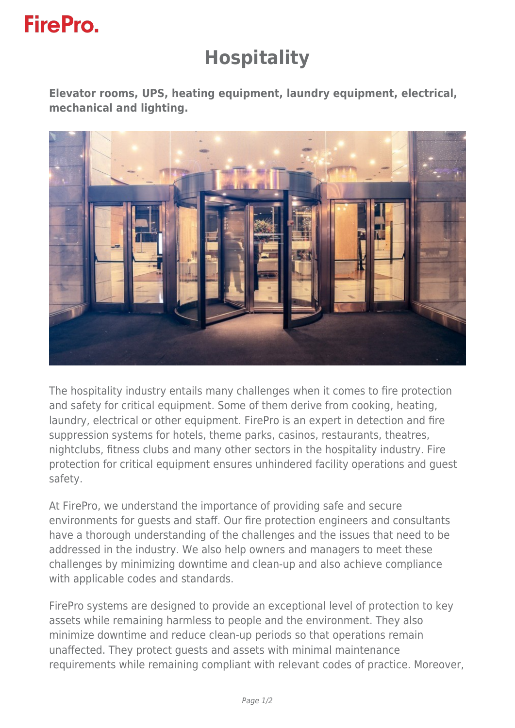FirePro.

# Hospitality

**Elevator rooms, UPS, heating equipment, laundry equipment, electrical, mechanical and lighting.**

The hospitality industry entails many challenges when it comes to fire protection and safety for critical equipment. Some of them derive from cooking, heating, laundry, electrical or other equipment. FirePro is an expert in detection and fire suppression systems for hotels, theme parks, casinos, restaurants, theatres, nightclubs, fitness clubs and many other sectors in the hospitality industry. Fire protection for critical equipment ensures unhindered facility operations and guest safety.

At FirePro, we understand the importance of providing safe and secure environments for guests and staff. Our fire protection engineers and consultants have a thorough understanding of the challenges and the issues that need to be addressed in the industry. We also help owners and managers to meet these challenges by minimizing downtime and clean-up and also achieve compliance with applicable codes and standards.

FirePro systems are designed to provide an exceptional level of protection to key assets while remaining harmless to people and the environment. They also minimize downtime and reduce clean-up periods so that operations remain unaffected. They protect guests and assets with minimal maintenance requirements while remaining compliant with relevant codes of practice. Moreover,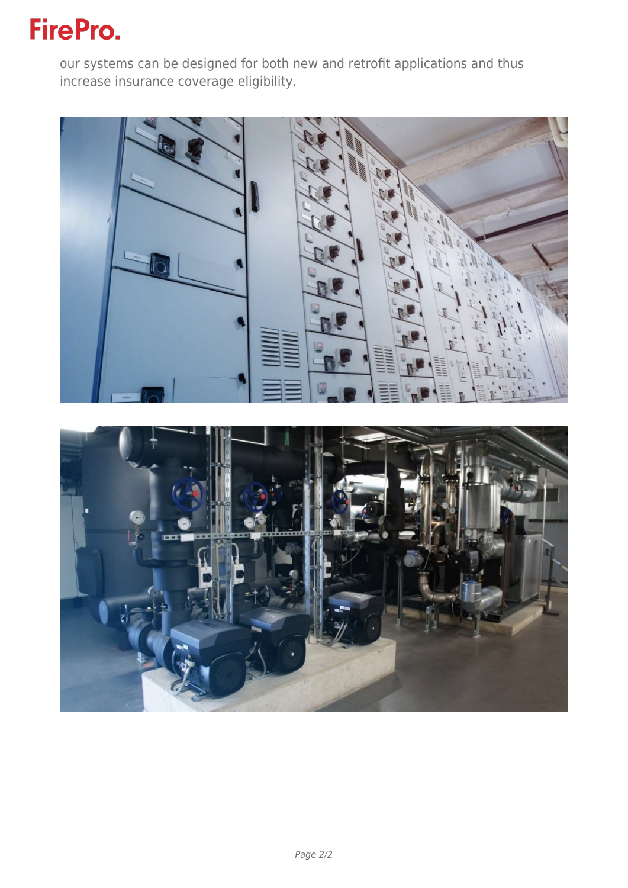our systems can be designed for both new and retrofit applications and thus increase insurance coverage eligibility.